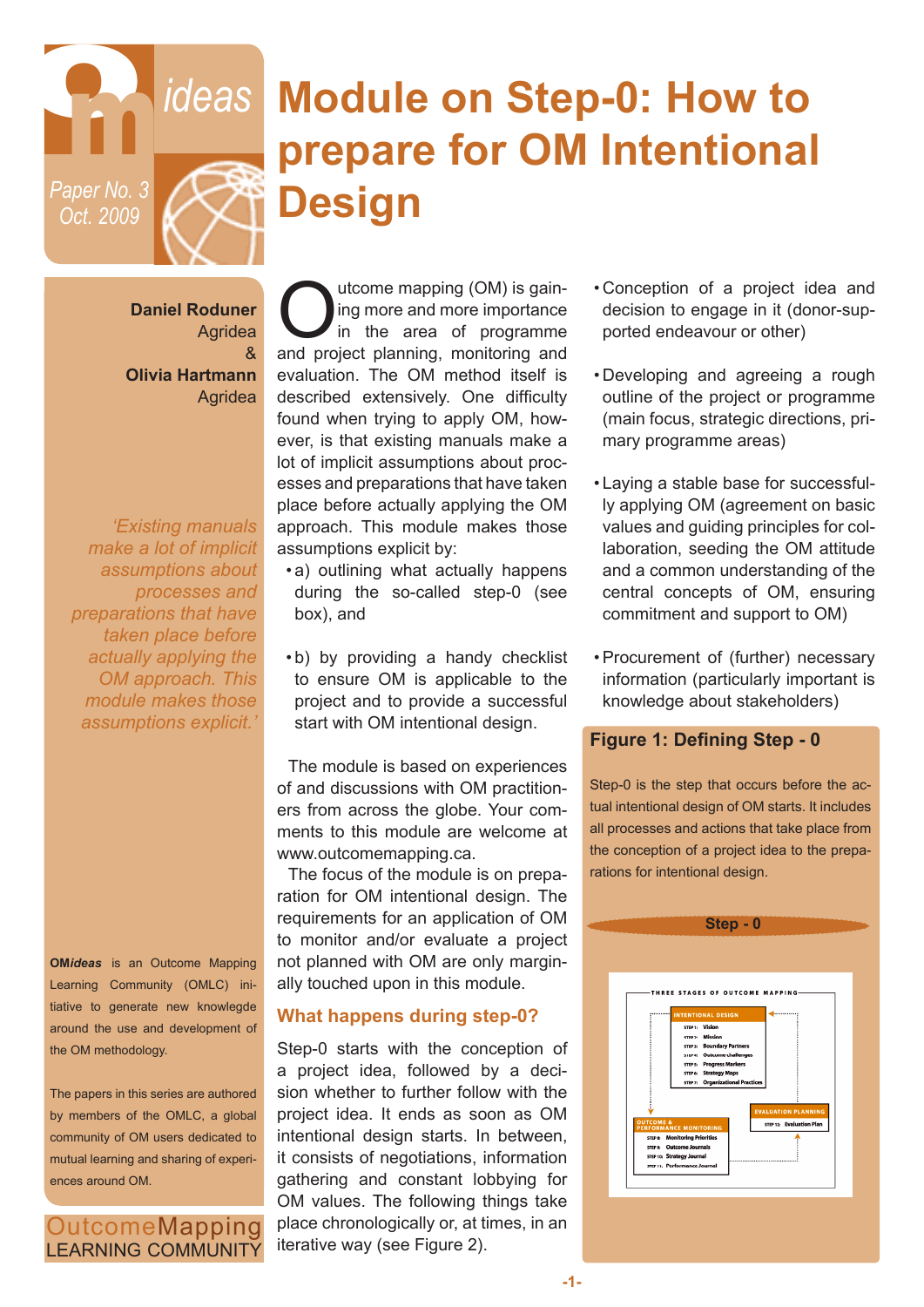OM*ideas*

Paper No. 3
Oct. 2009

# Module on Step-0: How to prepare for OM Intentional Design

**Daniel Roduner**
Agridea
&
**Olivia Hartmann**
Agridea

*'Existing manuals make a lot of implicit assumptions about processes and preparations that have taken place before actually applying the OM approach. This module makes those assumptions explicit.'*

**OM*ideas*** is an Outcome Mapping Learning Community (OMLC) initiative to generate new knowledge around the use and development of the OM methodology.

The papers in this series are authored by members of the OMLC, a global community of OM users dedicated to mutual learning and sharing of experiences around OM.

OutcomeMapping
LEARNING COMMUNITY

Outcome mapping (OM) is gaining more and more importance in the area of programme and project planning, monitoring and evaluation. The OM method itself is described extensively. One difficulty found when trying to apply OM, however, is that existing manuals make a lot of implicit assumptions about processes and preparations that have taken place before actually applying the OM approach. This module makes those assumptions explicit by:

- a) outlining what actually happens during the so-called step-0 (see box), and
- b) by providing a handy checklist to ensure OM is applicable to the project and to provide a successful start with OM intentional design.

The module is based on experiences of and discussions with OM practitioners from across the globe. Your comments to this module are welcome at www.outcomemapping.ca.

The focus of the module is on preparation for OM intentional design. The requirements for an application of OM to monitor and/or evaluate a project not planned with OM are only marginally touched upon in this module.

## What happens during step-0?

Step-0 starts with the conception of a project idea, followed by a decision whether to further follow with the project idea. It ends as soon as OM intentional design starts. In between, it consists of negotiations, information gathering and constant lobbying for OM values. The following things take place chronologically or, at times, in an iterative way (see Figure 2).

- Conception of a project idea and decision to engage in it (donor-supported endeavour or other)
- Developing and agreeing a rough outline of the project or programme (main focus, strategic directions, primary programme areas)
- Laying a stable base for successfully applying OM (agreement on basic values and guiding principles for collaboration, seeding the OM attitude and a common understanding of the central concepts of OM, ensuring commitment and support to OM)
- Procurement of (further) necessary information (particularly important is knowledge about stakeholders)

### Figure 1: Defining Step - 0

Step-0 is the step that occurs before the actual intentional design of OM starts. It includes all processes and actions that take place from the conception of a project idea to the preparations for intentional design.

Step - 0

THREE STAGES OF OUTCOME MAPPING

INTENTIONAL DESIGN
STEP 1: Vision
STEP 2: Mission
STEP 3: Boundary Partners
STEP 4: Outcome Challenges
STEP 5: Progress Markers
STEP 6: Strategy Maps
STEP 7: Organizational Practices

OUTCOME & PERFORMANCE MONITORING
STEP 8: Monitoring Priorities
STEP 9: Outcome Journals
STEP 10: Strategy Journal
STEP 11: Performance Journal

EVALUATION PLANNING
STEP 12: Evaluation Plan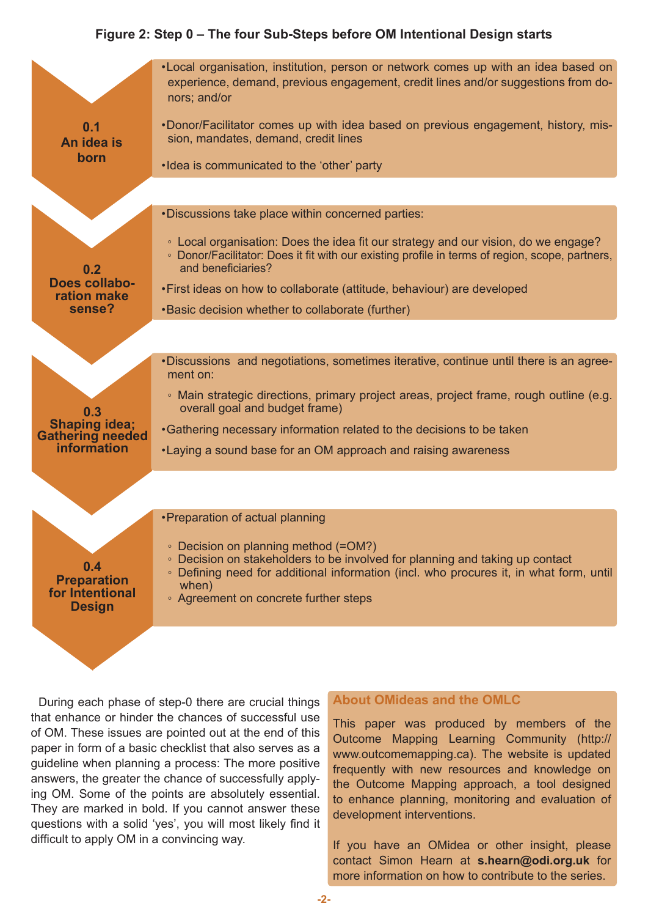**Figure 2: Step 0 – The four Sub-Steps before OM Intentional Design starts**

**0.1 An idea is born**

- Local organisation, institution, person or network comes up with an idea based on experience, demand, previous engagement, credit lines and/or suggestions from donors; and/or
- Donor/Facilitator comes up with idea based on previous engagement, history, mission, mandates, demand, credit lines
- Idea is communicated to the 'other' party

**0.2 Does collaboration make sense?**

- Discussions take place within concerned parties:
  - Local organisation: Does the idea fit our strategy and our vision, do we engage?
  - Donor/Facilitator: Does it fit with our existing profile in terms of region, scope, partners, and beneficiaries?
- First ideas on how to collaborate (attitude, behaviour) are developed
- Basic decision whether to collaborate (further)

**0.3 Shaping idea; Gathering needed information**

- Discussions and negotiations, sometimes iterative, continue until there is an agreement on:
  - Main strategic directions, primary project areas, project frame, rough outline (e.g. overall goal and budget frame)
- Gathering necessary information related to the decisions to be taken
- Laying a sound base for an OM approach and raising awareness

**0.4 Preparation for Intentional Design**

- Preparation of actual planning
  - Decision on planning method (=OM?)
  - Decision on stakeholders to be involved for planning and taking up contact
  - Defining need for additional information (incl. who procures it, in what form, until when)
  - Agreement on concrete further steps

During each phase of step-0 there are crucial things that enhance or hinder the chances of successful use of OM. These issues are pointed out at the end of this paper in form of a basic checklist that also serves as a guideline when planning a process: The more positive answers, the greater the chance of successfully applying OM. Some of the points are absolutely essential. They are marked in bold. If you cannot answer these questions with a solid 'yes', you will most likely find it difficult to apply OM in a convincing way.

### About OMideas and the OMLC

This paper was produced by members of the Outcome Mapping Learning Community (http://www.outcomemapping.ca). The website is updated frequently with new resources and knowledge on the Outcome Mapping approach, a tool designed to enhance planning, monitoring and evaluation of development interventions.

If you have an OMidea or other insight, please contact Simon Hearn at **s.hearn@odi.org.uk** for more information on how to contribute to the series.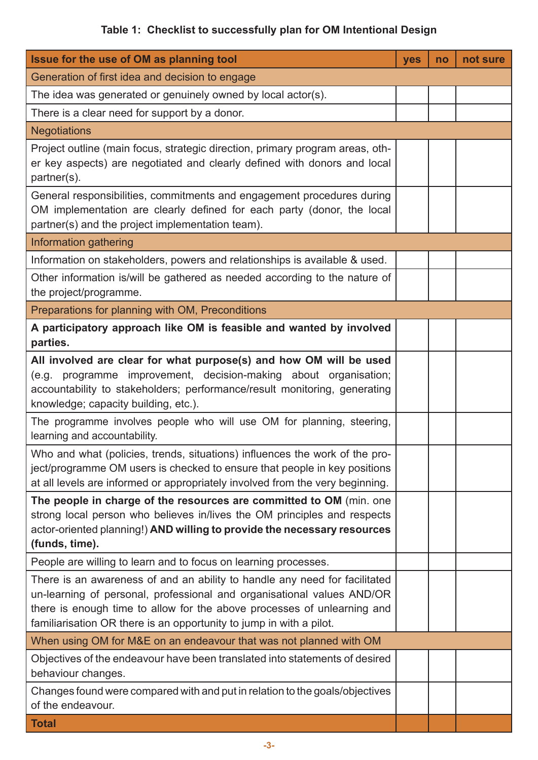**Table 1: Checklist to successfully plan for OM Intentional Design**

| Issue for the use of OM as planning tool | yes | no | not sure |
|---|---|---|---|
| Generation of first idea and decision to engage | | | |
| The idea was generated or genuinely owned by local actor(s). | | | |
| There is a clear need for support by a donor. | | | |
| Negotiations | | | |
| Project outline (main focus, strategic direction, primary program areas, other key aspects) are negotiated and clearly defined with donors and local partner(s). | | | |
| General responsibilities, commitments and engagement procedures during OM implementation are clearly defined for each party (donor, the local partner(s) and the project implementation team). | | | |
| Information gathering | | | |
| Information on stakeholders, powers and relationships is available & used. | | | |
| Other information is/will be gathered as needed according to the nature of the project/programme. | | | |
| Preparations for planning with OM, Preconditions | | | |
| **A participatory approach like OM is feasible and wanted by involved parties.** | | | |
| **All involved are clear for what purpose(s) and how OM will be used** (e.g. programme improvement, decision-making about organisation; accountability to stakeholders; performance/result monitoring, generating knowledge; capacity building, etc.). | | | |
| The programme involves people who will use OM for planning, steering, learning and accountability. | | | |
| Who and what (policies, trends, situations) influences the work of the project/programme OM users is checked to ensure that people in key positions at all levels are informed or appropriately involved from the very beginning. | | | |
| **The people in charge of the resources are committed to OM** (min. one strong local person who believes in/lives the OM principles and respects actor-oriented planning!) **AND willing to provide the necessary resources (funds, time).** | | | |
| People are willing to learn and to focus on learning processes. | | | |
| There is an awareness of and an ability to handle any need for facilitated un-learning of personal, professional and organisational values AND/OR there is enough time to allow for the above processes of unlearning and familiarisation OR there is an opportunity to jump in with a pilot. | | | |
| When using OM for M&E on an endeavour that was not planned with OM | | | |
| Objectives of the endeavour have been translated into statements of desired behaviour changes. | | | |
| Changes found were compared with and put in relation to the goals/objectives of the endeavour. | | | |
| **Total** | | | |